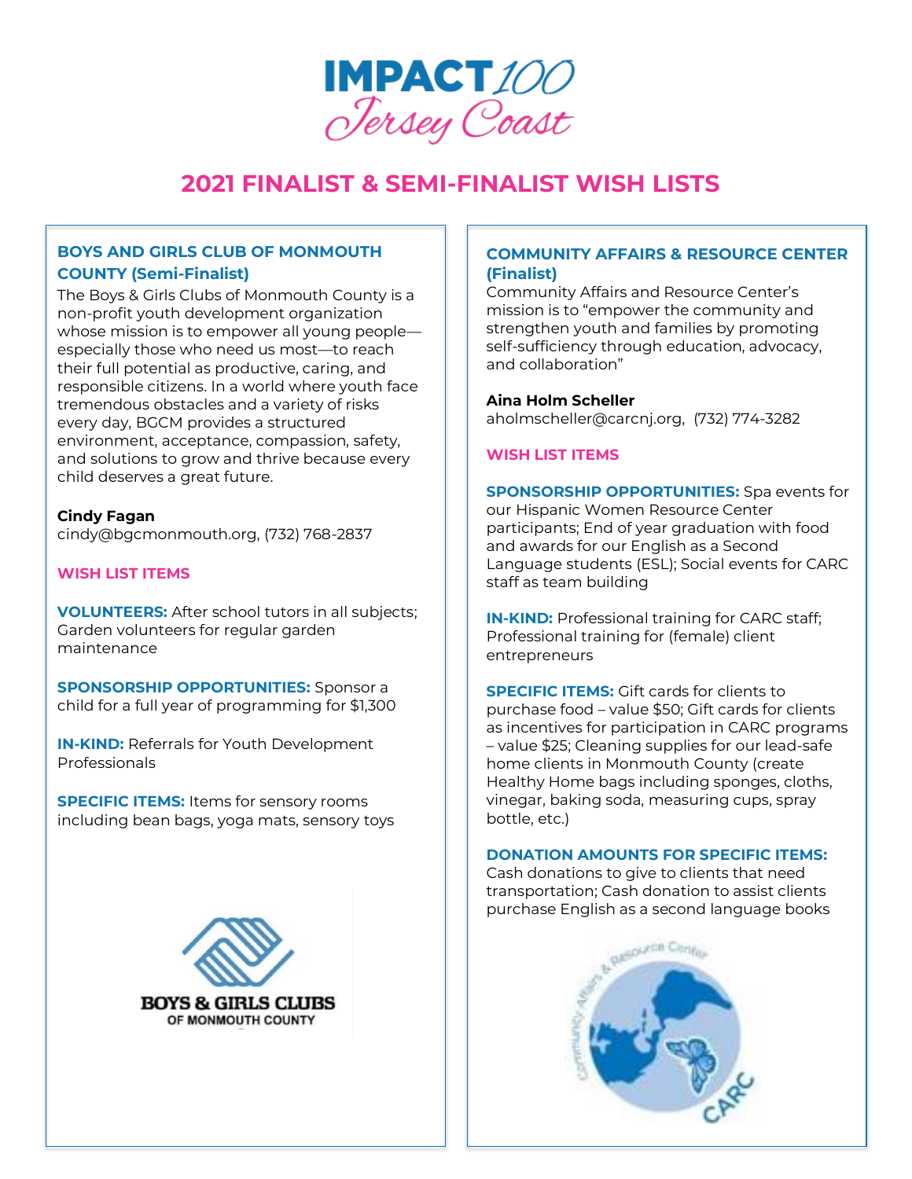# IMPACT 100 Jersey Coast

## 2021 FINALIST & SEMI-FINALIST WISH LISTS

### BOYS AND GIRLS CLUB OF MONMOUTH COUNTY (Semi-Finalist)

The Boys & Girls Clubs of Monmouth County is a non-profit youth development organization whose mission is to empower all young people—especially those who need us most—to reach their full potential as productive, caring, and responsible citizens. In a world where youth face tremendous obstacles and a variety of risks every day, BGCM provides a structured environment, acceptance, compassion, safety, and solutions to grow and thrive because every child deserves a great future.

**Cindy Fagan**
cindy@bgcmonmouth.org, (732) 768-2837

**WISH LIST ITEMS**

**VOLUNTEERS:** After school tutors in all subjects; Garden volunteers for regular garden maintenance

**SPONSORSHIP OPPORTUNITIES:** Sponsor a child for a full year of programming for $1,300

**IN-KIND:** Referrals for Youth Development Professionals

**SPECIFIC ITEMS:** Items for sensory rooms including bean bags, yoga mats, sensory toys

BOYS & GIRLS CLUBS OF MONMOUTH COUNTY

### COMMUNITY AFFAIRS & RESOURCE CENTER (Finalist)

Community Affairs and Resource Center's mission is to "empower the community and strengthen youth and families by promoting self-sufficiency through education, advocacy, and collaboration"

**Aina Holm Scheller**
aholmscheller@carcnj.org, (732) 774-3282

**WISH LIST ITEMS**

**SPONSORSHIP OPPORTUNITIES:** Spa events for our Hispanic Women Resource Center participants; End of year graduation with food and awards for our English as a Second Language students (ESL); Social events for CARC staff as team building

**IN-KIND:** Professional training for CARC staff; Professional training for (female) client entrepreneurs

**SPECIFIC ITEMS:** Gift cards for clients to purchase food – value $50; Gift cards for clients as incentives for participation in CARC programs – value $25; Cleaning supplies for our lead-safe home clients in Monmouth County (create Healthy Home bags including sponges, cloths, vinegar, baking soda, measuring cups, spray bottle, etc.)

**DONATION AMOUNTS FOR SPECIFIC ITEMS:** Cash donations to give to clients that need transportation; Cash donation to assist clients purchase English as a second language books

Community Affairs & Resource Center CARC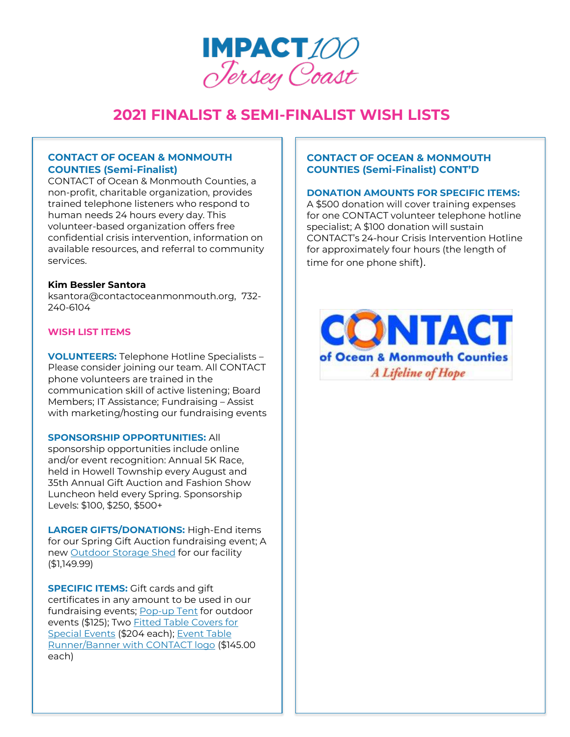# IMPACT 100 Jersey Coast

## 2021 FINALIST & SEMI-FINALIST WISH LISTS

### CONTACT OF OCEAN & MONMOUTH COUNTIES (Semi-Finalist)

CONTACT of Ocean & Monmouth Counties, a non-profit, charitable organization, provides trained telephone listeners who respond to human needs 24 hours every day. This volunteer-based organization offers free confidential crisis intervention, information on available resources, and referral to community services.

**Kim Bessler Santora**
ksantora@contactoceanmonmouth.org, 732-240-6104

**WISH LIST ITEMS**

**VOLUNTEERS:** Telephone Hotline Specialists – Please consider joining our team. All CONTACT phone volunteers are trained in the communication skill of active listening; Board Members; IT Assistance; Fundraising – Assist with marketing/hosting our fundraising events

**SPONSORSHIP OPPORTUNITIES:** All sponsorship opportunities include online and/or event recognition: Annual 5K Race, held in Howell Township every August and 35th Annual Gift Auction and Fashion Show Luncheon held every Spring. Sponsorship Levels: $100, $250, $500+

**LARGER GIFTS/DONATIONS:** High-End items for our Spring Gift Auction fundraising event; A new Outdoor Storage Shed for our facility ($1,149.99)

**SPECIFIC ITEMS:** Gift cards and gift certificates in any amount to be used in our fundraising events; Pop-up Tent for outdoor events ($125); Two Fitted Table Covers for Special Events ($204 each); Event Table Runner/Banner with CONTACT logo ($145.00 each)

### CONTACT OF OCEAN & MONMOUTH COUNTIES (Semi-Finalist) CONT'D

**DONATION AMOUNTS FOR SPECIFIC ITEMS:**
A $500 donation will cover training expenses for one CONTACT volunteer telephone hotline specialist; A $100 donation will sustain CONTACT's 24-hour Crisis Intervention Hotline for approximately four hours (the length of time for one phone shift).

CONTACT of Ocean & Monmouth Counties
*A Lifeline of Hope*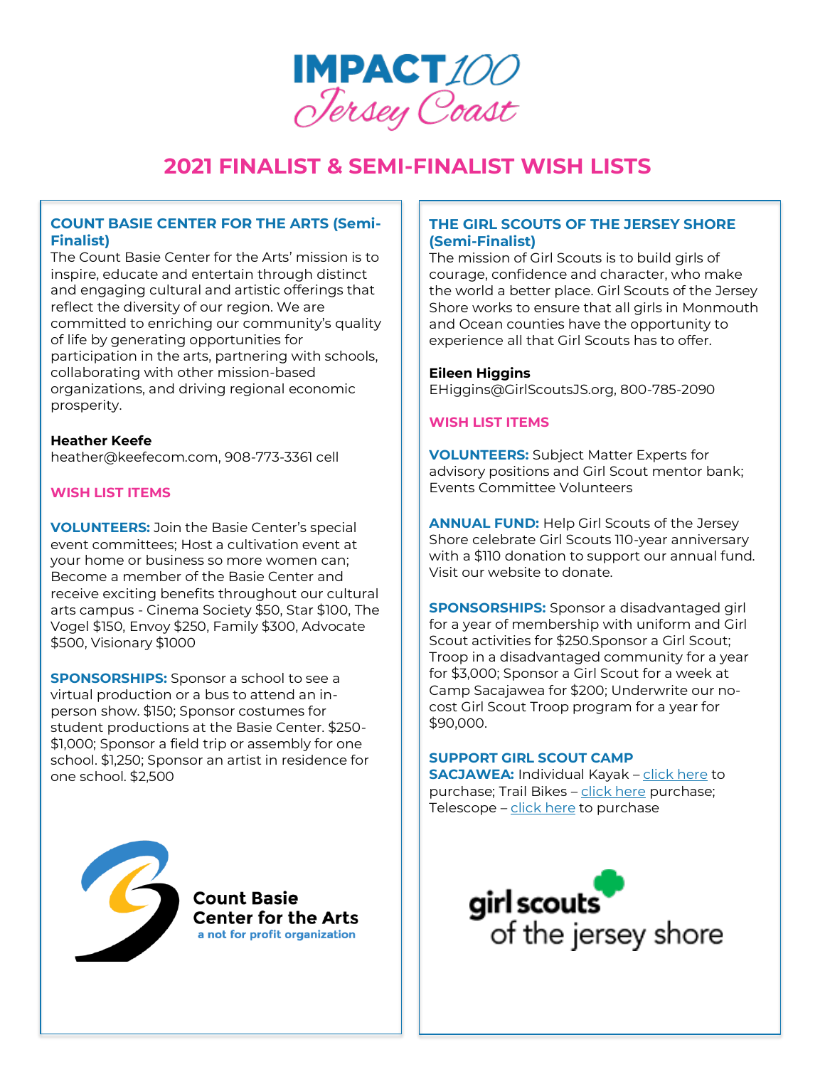IMPACT 100 Jersey Coast

# 2021 FINALIST & SEMI-FINALIST WISH LISTS

## COUNT BASIE CENTER FOR THE ARTS (Semi-Finalist)

The Count Basie Center for the Arts' mission is to inspire, educate and entertain through distinct and engaging cultural and artistic offerings that reflect the diversity of our region. We are committed to enriching our community's quality of life by generating opportunities for participation in the arts, partnering with schools, collaborating with other mission-based organizations, and driving regional economic prosperity.

**Heather Keefe**
heather@keefecom.com, 908-773-3361 cell

### WISH LIST ITEMS

**VOLUNTEERS:** Join the Basie Center's special event committees; Host a cultivation event at your home or business so more women can; Become a member of the Basie Center and receive exciting benefits throughout our cultural arts campus - Cinema Society $50, Star $100, The Vogel $150, Envoy $250, Family $300, Advocate $500, Visionary $1000

**SPONSORSHIPS:** Sponsor a school to see a virtual production or a bus to attend an in-person show. $150; Sponsor costumes for student productions at the Basie Center. $250-$1,000; Sponsor a field trip or assembly for one school. $1,250; Sponsor an artist in residence for one school. $2,500

Count Basie Center for the Arts
a not for profit organization

## THE GIRL SCOUTS OF THE JERSEY SHORE (Semi-Finalist)

The mission of Girl Scouts is to build girls of courage, confidence and character, who make the world a better place. Girl Scouts of the Jersey Shore works to ensure that all girls in Monmouth and Ocean counties have the opportunity to experience all that Girl Scouts has to offer.

**Eileen Higgins**
EHiggins@GirlScoutsJS.org, 800-785-2090

### WISH LIST ITEMS

**VOLUNTEERS:** Subject Matter Experts for advisory positions and Girl Scout mentor bank; Events Committee Volunteers

**ANNUAL FUND:** Help Girl Scouts of the Jersey Shore celebrate Girl Scouts 110-year anniversary with a $110 donation to support our annual fund. Visit our website to donate.

**SPONSORSHIPS:** Sponsor a disadvantaged girl for a year of membership with uniform and Girl Scout activities for $250.Sponsor a Girl Scout; Troop in a disadvantaged community for a year for $3,000; Sponsor a Girl Scout for a week at Camp Sacajawea for $200; Underwrite our no-cost Girl Scout Troop program for a year for $90,000.

**SUPPORT GIRL SCOUT CAMP SACJAWEA:** Individual Kayak – click here to purchase; Trail Bikes – click here purchase; Telescope – click here to purchase

girl scouts of the jersey shore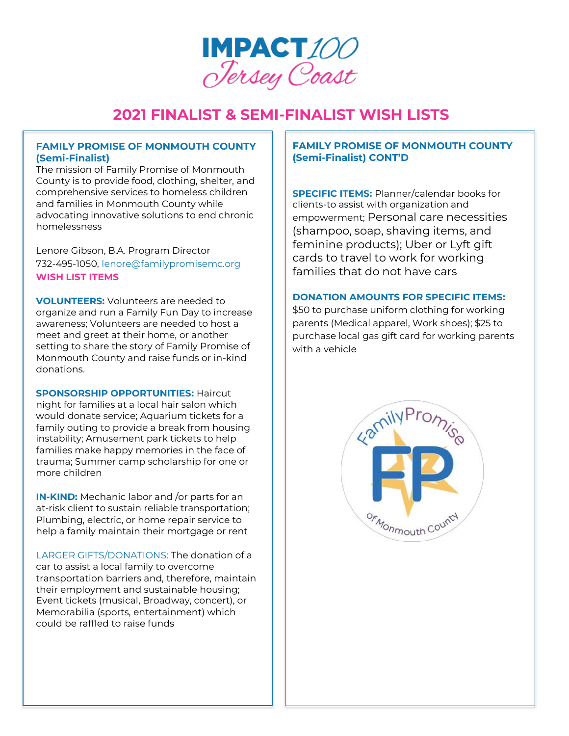# IMPACT 100 Jersey Coast

## 2021 FINALIST & SEMI-FINALIST WISH LISTS

### FAMILY PROMISE OF MONMOUTH COUNTY (Semi-Finalist)

The mission of Family Promise of Monmouth County is to provide food, clothing, shelter, and comprehensive services to homeless children and families in Monmouth County while advocating innovative solutions to end chronic homelessness

Lenore Gibson, B.A. Program Director
732-495-1050, lenore@familypromisemc.org

**WISH LIST ITEMS**

**VOLUNTEERS:** Volunteers are needed to organize and run a Family Fun Day to increase awareness; Volunteers are needed to host a meet and greet at their home, or another setting to share the story of Family Promise of Monmouth County and raise funds or in-kind donations.

**SPONSORSHIP OPPORTUNITIES:** Haircut night for families at a local hair salon which would donate service; Aquarium tickets for a family outing to provide a break from housing instability; Amusement park tickets to help families make happy memories in the face of trauma; Summer camp scholarship for one or more children

**IN-KIND:** Mechanic labor and /or parts for an at-risk client to sustain reliable transportation; Plumbing, electric, or home repair service to help a family maintain their mortgage or rent

LARGER GIFTS/DONATIONS: The donation of a car to assist a local family to overcome transportation barriers and, therefore, maintain their employment and sustainable housing; Event tickets (musical, Broadway, concert), or Memorabilia (sports, entertainment) which could be raffled to raise funds

### FAMILY PROMISE OF MONMOUTH COUNTY (Semi-Finalist) CONT'D

**SPECIFIC ITEMS:** Planner/calendar books for clients-to assist with organization and empowerment; Personal care necessities (shampoo, soap, shaving items, and feminine products); Uber or Lyft gift cards to travel to work for working families that do not have cars

**DONATION AMOUNTS FOR SPECIFIC ITEMS:**
$50 to purchase uniform clothing for working parents (Medical apparel, Work shoes); $25 to purchase local gas gift card for working parents with a vehicle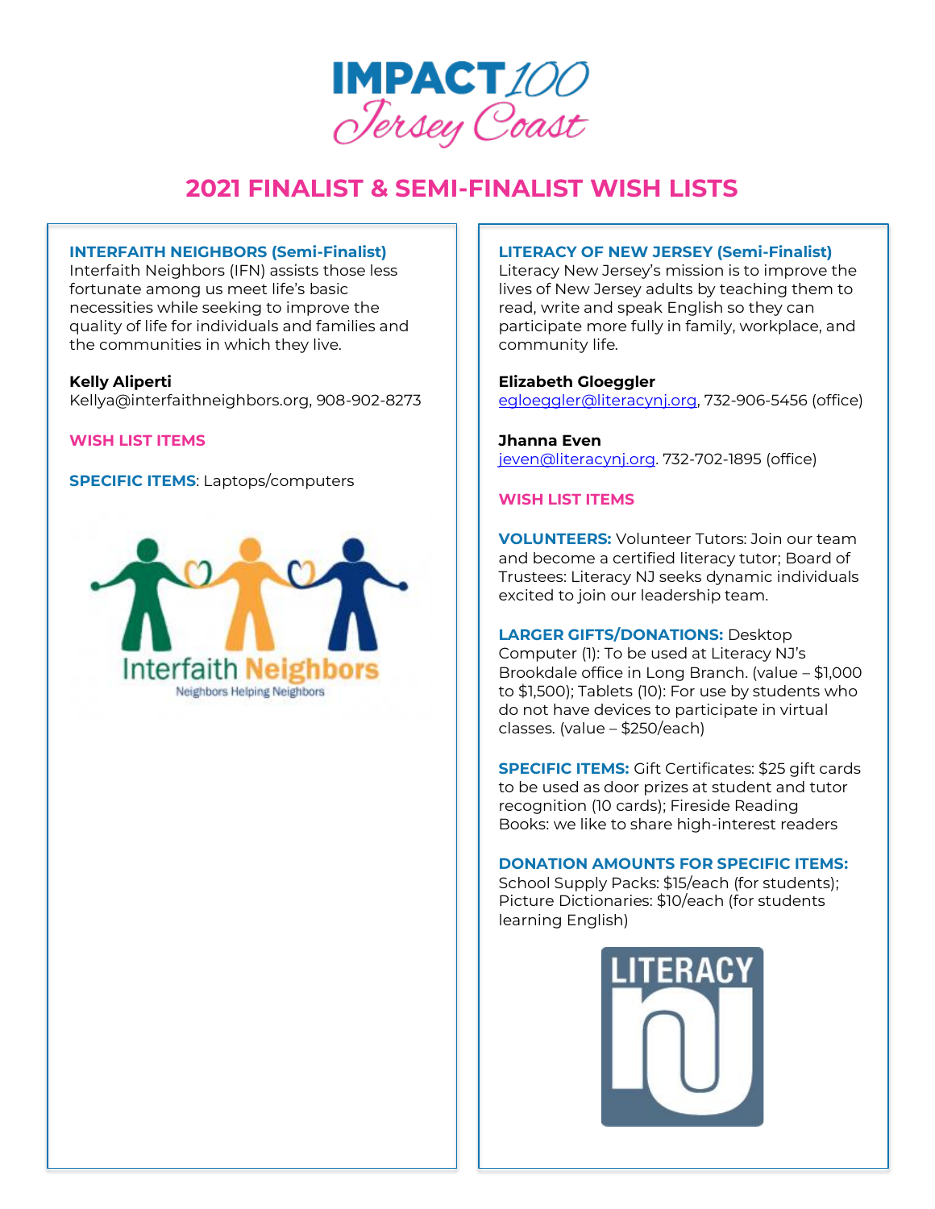# IMPACT 100 Jersey Coast

## 2021 FINALIST & SEMI-FINALIST WISH LISTS

### INTERFAITH NEIGHBORS (Semi-Finalist)

Interfaith Neighbors (IFN) assists those less fortunate among us meet life's basic necessities while seeking to improve the quality of life for individuals and families and the communities in which they live.

**Kelly Aliperti**
Kellya@interfaithneighbors.org, 908-902-8273

**WISH LIST ITEMS**

**SPECIFIC ITEMS**: Laptops/computers

Interfaith Neighbors
Neighbors Helping Neighbors

### LITERACY OF NEW JERSEY (Semi-Finalist)

Literacy New Jersey's mission is to improve the lives of New Jersey adults by teaching them to read, write and speak English so they can participate more fully in family, workplace, and community life.

**Elizabeth Gloeggler**
egloeggler@literacynj.org, 732-906-5456 (office)

**Jhanna Even**
jeven@literacynj.org. 732-702-1895 (office)

**WISH LIST ITEMS**

**VOLUNTEERS:** Volunteer Tutors: Join our team and become a certified literacy tutor; Board of Trustees: Literacy NJ seeks dynamic individuals excited to join our leadership team.

**LARGER GIFTS/DONATIONS:** Desktop Computer (1): To be used at Literacy NJ's Brookdale office in Long Branch. (value – $1,000 to $1,500); Tablets (10): For use by students who do not have devices to participate in virtual classes. (value – $250/each)

**SPECIFIC ITEMS:** Gift Certificates: $25 gift cards to be used as door prizes at student and tutor recognition (10 cards); Fireside Reading Books: we like to share high-interest readers

**DONATION AMOUNTS FOR SPECIFIC ITEMS:** School Supply Packs: $15/each (for students); Picture Dictionaries: $10/each (for students learning English)

LITERACY nj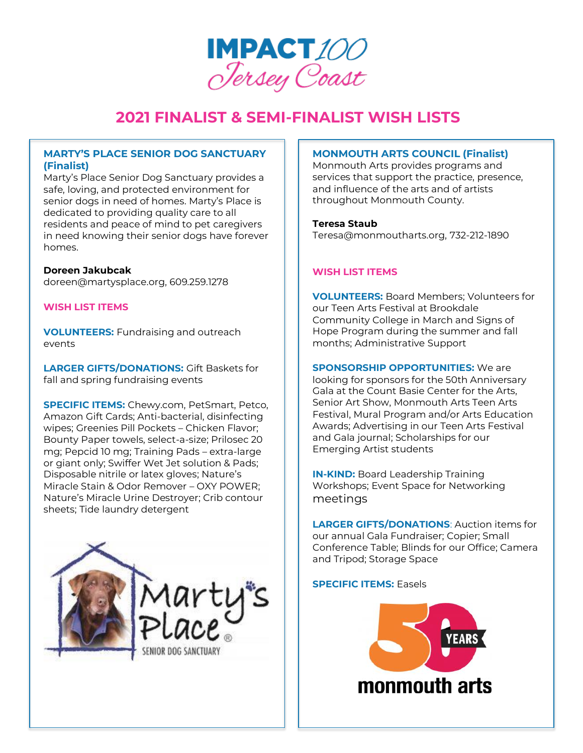# IMPACT 100 Jersey Coast

## 2021 FINALIST & SEMI-FINALIST WISH LISTS

### MARTY'S PLACE SENIOR DOG SANCTUARY (Finalist)

Marty's Place Senior Dog Sanctuary provides a safe, loving, and protected environment for senior dogs in need of homes. Marty's Place is dedicated to providing quality care to all residents and peace of mind to pet caregivers in need knowing their senior dogs have forever homes.

**Doreen Jakubcak**
doreen@martysplace.org, 609.259.1278

**WISH LIST ITEMS**

**VOLUNTEERS:** Fundraising and outreach events

**LARGER GIFTS/DONATIONS:** Gift Baskets for fall and spring fundraising events

**SPECIFIC ITEMS:** Chewy.com, PetSmart, Petco, Amazon Gift Cards; Anti-bacterial, disinfecting wipes; Greenies Pill Pockets – Chicken Flavor; Bounty Paper towels, select-a-size; Prilosec 20 mg; Pepcid 10 mg; Training Pads – extra-large or giant only; Swiffer Wet Jet solution & Pads; Disposable nitrile or latex gloves; Nature's Miracle Stain & Odor Remover – OXY POWER; Nature's Miracle Urine Destroyer; Crib contour sheets; Tide laundry detergent

### MONMOUTH ARTS COUNCIL (Finalist)

Monmouth Arts provides programs and services that support the practice, presence, and influence of the arts and of artists throughout Monmouth County.

**Teresa Staub**
Teresa@monmoutharts.org, 732-212-1890

**WISH LIST ITEMS**

**VOLUNTEERS:** Board Members; Volunteers for our Teen Arts Festival at Brookdale Community College in March and Signs of Hope Program during the summer and fall months; Administrative Support

**SPONSORSHIP OPPORTUNITIES:** We are looking for sponsors for the 50th Anniversary Gala at the Count Basie Center for the Arts, Senior Art Show, Monmouth Arts Teen Arts Festival, Mural Program and/or Arts Education Awards; Advertising in our Teen Arts Festival and Gala journal; Scholarships for our Emerging Artist students

**IN-KIND:** Board Leadership Training Workshops; Event Space for Networking meetings

**LARGER GIFTS/DONATIONS**: Auction items for our annual Gala Fundraiser; Copier; Small Conference Table; Blinds for our Office; Camera and Tripod; Storage Space

**SPECIFIC ITEMS:** Easels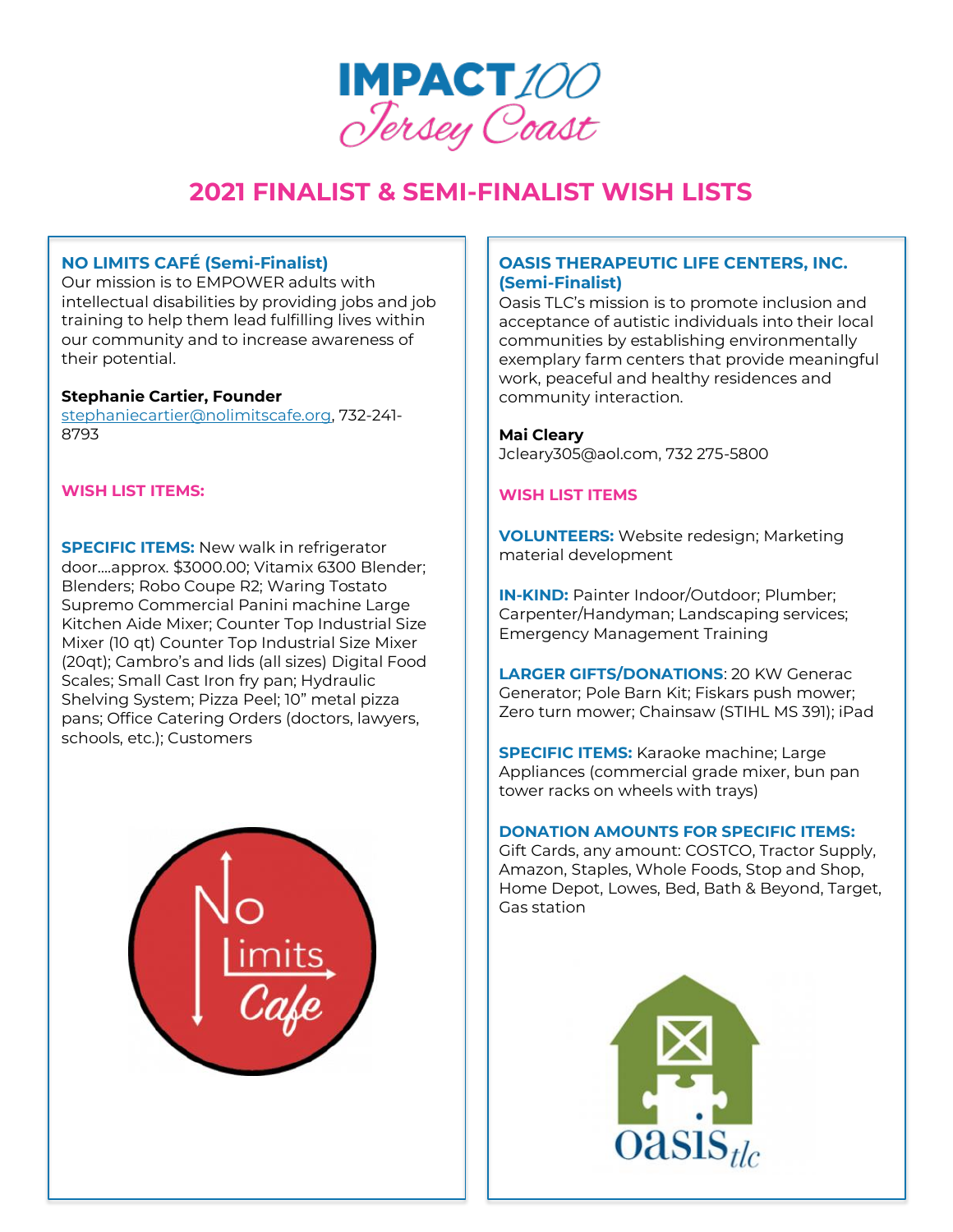IMPACT 100 Jersey Coast

# 2021 FINALIST & SEMI-FINALIST WISH LISTS

## NO LIMITS CAFÉ (Semi-Finalist)

Our mission is to EMPOWER adults with intellectual disabilities by providing jobs and job training to help them lead fulfilling lives within our community and to increase awareness of their potential.

**Stephanie Cartier, Founder**
stephaniecartier@nolimitscafe.org, 732-241-8793

### WISH LIST ITEMS:

**SPECIFIC ITEMS:** New walk in refrigerator door....approx. $3000.00; Vitamix 6300 Blender; Blenders; Robo Coupe R2; Waring Tostato Supremo Commercial Panini machine Large Kitchen Aide Mixer; Counter Top Industrial Size Mixer (10 qt) Counter Top Industrial Size Mixer (20qt); Cambro's and lids (all sizes) Digital Food Scales; Small Cast Iron fry pan; Hydraulic Shelving System; Pizza Peel; 10" metal pizza pans; Office Catering Orders (doctors, lawyers, schools, etc.); Customers

## OASIS THERAPEUTIC LIFE CENTERS, INC. (Semi-Finalist)

Oasis TLC's mission is to promote inclusion and acceptance of autistic individuals into their local communities by establishing environmentally exemplary farm centers that provide meaningful work, peaceful and healthy residences and community interaction.

**Mai Cleary**
Jcleary305@aol.com, 732 275-5800

### WISH LIST ITEMS

**VOLUNTEERS:** Website redesign; Marketing material development

**IN-KIND:** Painter Indoor/Outdoor; Plumber; Carpenter/Handyman; Landscaping services; Emergency Management Training

**LARGER GIFTS/DONATIONS**: 20 KW Generac Generator; Pole Barn Kit; Fiskars push mower; Zero turn mower; Chainsaw (STIHL MS 391); iPad

**SPECIFIC ITEMS:** Karaoke machine; Large Appliances (commercial grade mixer, bun pan tower racks on wheels with trays)

**DONATION AMOUNTS FOR SPECIFIC ITEMS:** Gift Cards, any amount: COSTCO, Tractor Supply, Amazon, Staples, Whole Foods, Stop and Shop, Home Depot, Lowes, Bed, Bath & Beyond, Target, Gas station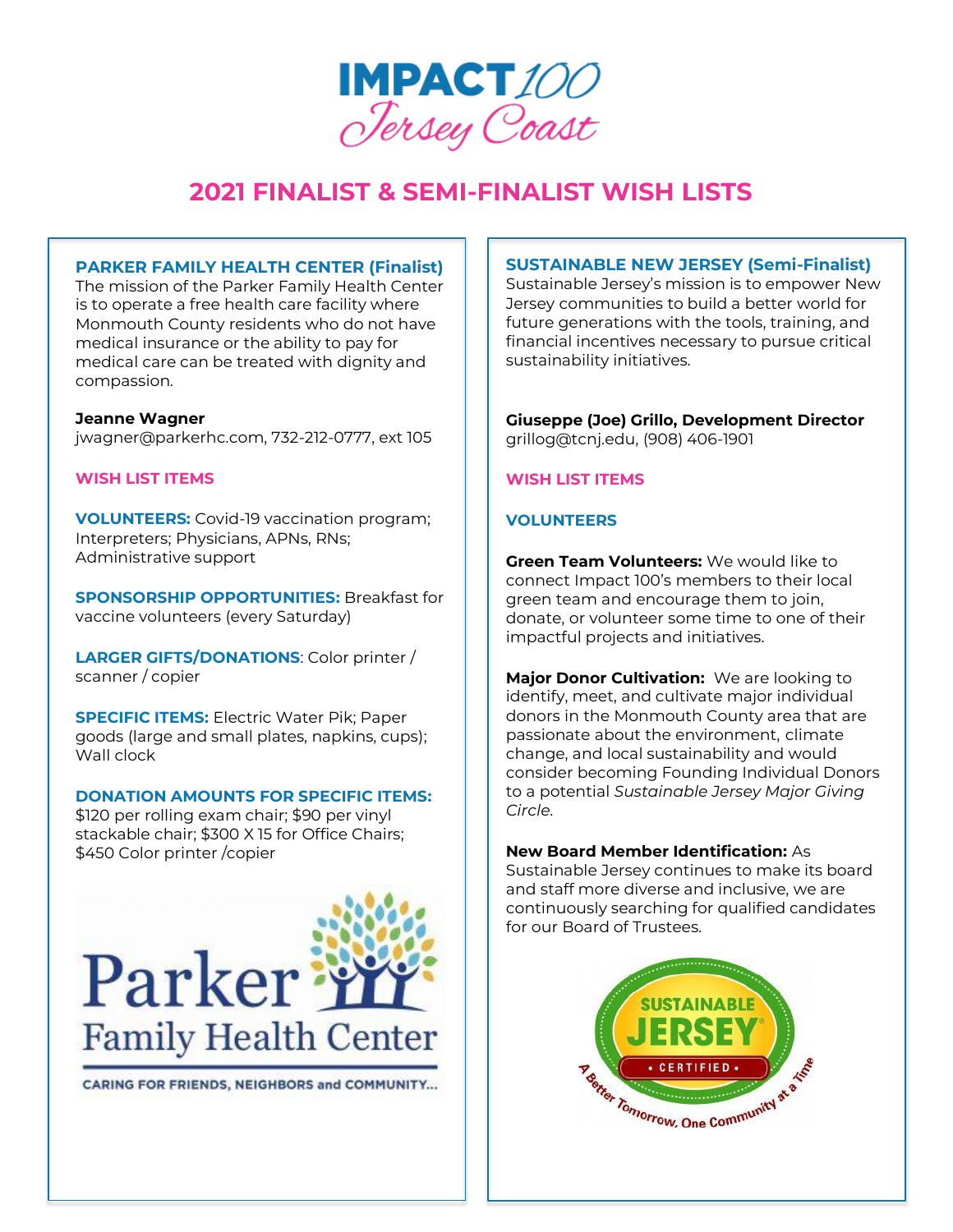# IMPACT 100 Jersey Coast

## 2021 FINALIST & SEMI-FINALIST WISH LISTS

### PARKER FAMILY HEALTH CENTER (Finalist)

The mission of the Parker Family Health Center is to operate a free health care facility where Monmouth County residents who do not have medical insurance or the ability to pay for medical care can be treated with dignity and compassion.

**Jeanne Wagner**
jwagner@parkerhc.com, 732-212-0777, ext 105

#### WISH LIST ITEMS

**VOLUNTEERS:** Covid-19 vaccination program; Interpreters; Physicians, APNs, RNs; Administrative support

**SPONSORSHIP OPPORTUNITIES:** Breakfast for vaccine volunteers (every Saturday)

**LARGER GIFTS/DONATIONS**: Color printer / scanner / copier

**SPECIFIC ITEMS:** Electric Water Pik; Paper goods (large and small plates, napkins, cups); Wall clock

**DONATION AMOUNTS FOR SPECIFIC ITEMS:**
$120 per rolling exam chair; $90 per vinyl stackable chair; $300 X 15 for Office Chairs; $450 Color printer /copier

Parker Family Health Center
CARING FOR FRIENDS, NEIGHBORS and COMMUNITY...

### SUSTAINABLE NEW JERSEY (Semi-Finalist)

Sustainable Jersey's mission is to empower New Jersey communities to build a better world for future generations with the tools, training, and financial incentives necessary to pursue critical sustainability initiatives.

**Giuseppe (Joe) Grillo, Development Director**
grillog@tcnj.edu, (908) 406-1901

#### WISH LIST ITEMS

#### VOLUNTEERS

**Green Team Volunteers:** We would like to connect Impact 100's members to their local green team and encourage them to join, donate, or volunteer some time to one of their impactful projects and initiatives.

**Major Donor Cultivation:** We are looking to identify, meet, and cultivate major individual donors in the Monmouth County area that are passionate about the environment, climate change, and local sustainability and would consider becoming Founding Individual Donors to a potential *Sustainable Jersey Major Giving Circle*.

**New Board Member Identification:** As Sustainable Jersey continues to make its board and staff more diverse and inclusive, we are continuously searching for qualified candidates for our Board of Trustees.

SUSTAINABLE JERSEY® • CERTIFIED •
A Better Tomorrow, One Community at a Time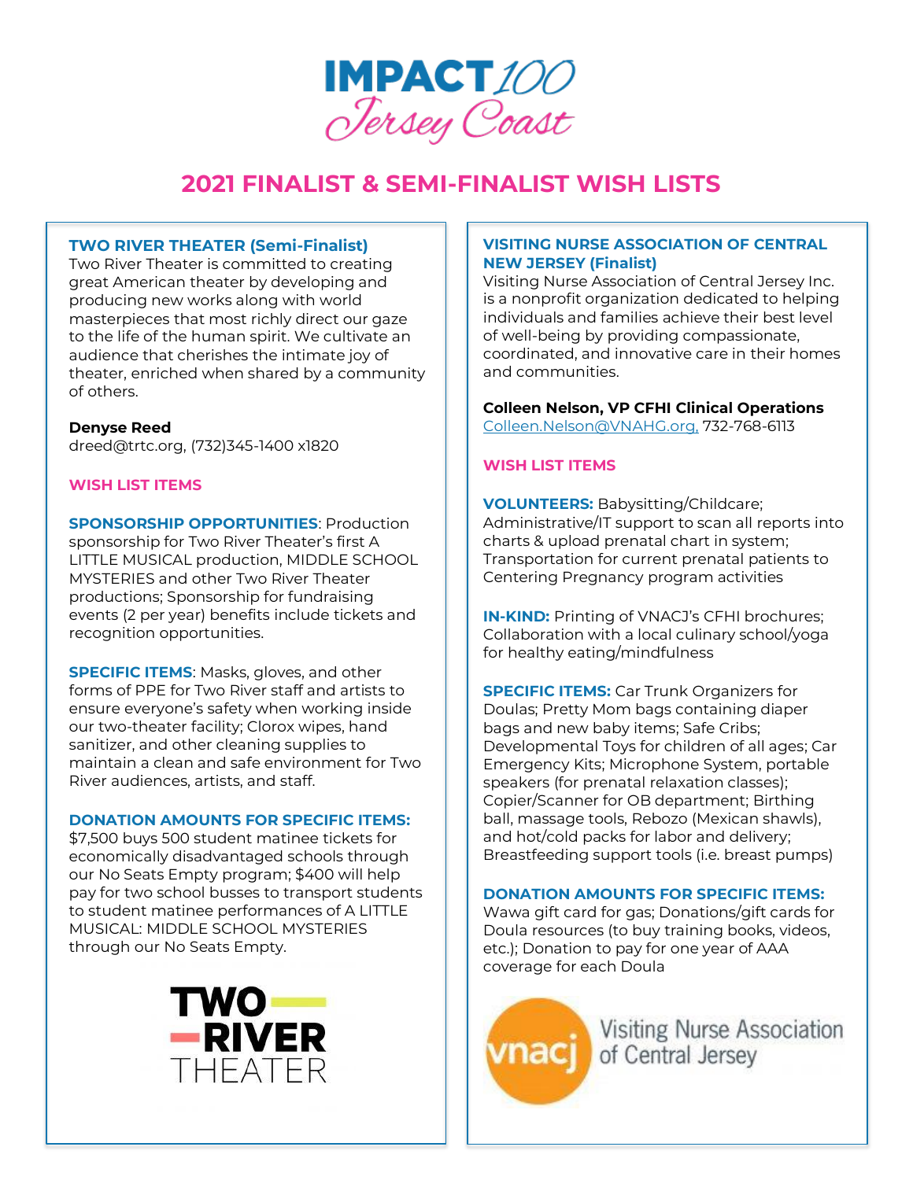# IMPACT 100 Jersey Coast

## 2021 FINALIST & SEMI-FINALIST WISH LISTS

### TWO RIVER THEATER (Semi-Finalist)

Two River Theater is committed to creating great American theater by developing and producing new works along with world masterpieces that most richly direct our gaze to the life of the human spirit. We cultivate an audience that cherishes the intimate joy of theater, enriched when shared by a community of others.

**Denyse Reed**
dreed@trtc.org, (732)345-1400 x1820

#### WISH LIST ITEMS

**SPONSORSHIP OPPORTUNITIES**: Production sponsorship for Two River Theater's first A LITTLE MUSICAL production, MIDDLE SCHOOL MYSTERIES and other Two River Theater productions; Sponsorship for fundraising events (2 per year) benefits include tickets and recognition opportunities.

**SPECIFIC ITEMS**: Masks, gloves, and other forms of PPE for Two River staff and artists to ensure everyone's safety when working inside our two-theater facility; Clorox wipes, hand sanitizer, and other cleaning supplies to maintain a clean and safe environment for Two River audiences, artists, and staff.

**DONATION AMOUNTS FOR SPECIFIC ITEMS:** $7,500 buys 500 student matinee tickets for economically disadvantaged schools through our No Seats Empty program; $400 will help pay for two school busses to transport students to student matinee performances of A LITTLE MUSICAL: MIDDLE SCHOOL MYSTERIES through our No Seats Empty.

TWO RIVER THEATER

### VISITING NURSE ASSOCIATION OF CENTRAL NEW JERSEY (Finalist)

Visiting Nurse Association of Central Jersey Inc. is a nonprofit organization dedicated to helping individuals and families achieve their best level of well-being by providing compassionate, coordinated, and innovative care in their homes and communities.

**Colleen Nelson, VP CFHI Clinical Operations**
Colleen.Nelson@VNAHG.org, 732-768-6113

#### WISH LIST ITEMS

**VOLUNTEERS:** Babysitting/Childcare; Administrative/IT support to scan all reports into charts & upload prenatal chart in system; Transportation for current prenatal patients to Centering Pregnancy program activities

**IN-KIND:** Printing of VNACJ's CFHI brochures; Collaboration with a local culinary school/yoga for healthy eating/mindfulness

**SPECIFIC ITEMS:** Car Trunk Organizers for Doulas; Pretty Mom bags containing diaper bags and new baby items; Safe Cribs; Developmental Toys for children of all ages; Car Emergency Kits; Microphone System, portable speakers (for prenatal relaxation classes); Copier/Scanner for OB department; Birthing ball, massage tools, Rebozo (Mexican shawls), and hot/cold packs for labor and delivery; Breastfeeding support tools (i.e. breast pumps)

**DONATION AMOUNTS FOR SPECIFIC ITEMS:** Wawa gift card for gas; Donations/gift cards for Doula resources (to buy training books, videos, etc.); Donation to pay for one year of AAA coverage for each Doula

vnacj Visiting Nurse Association of Central Jersey